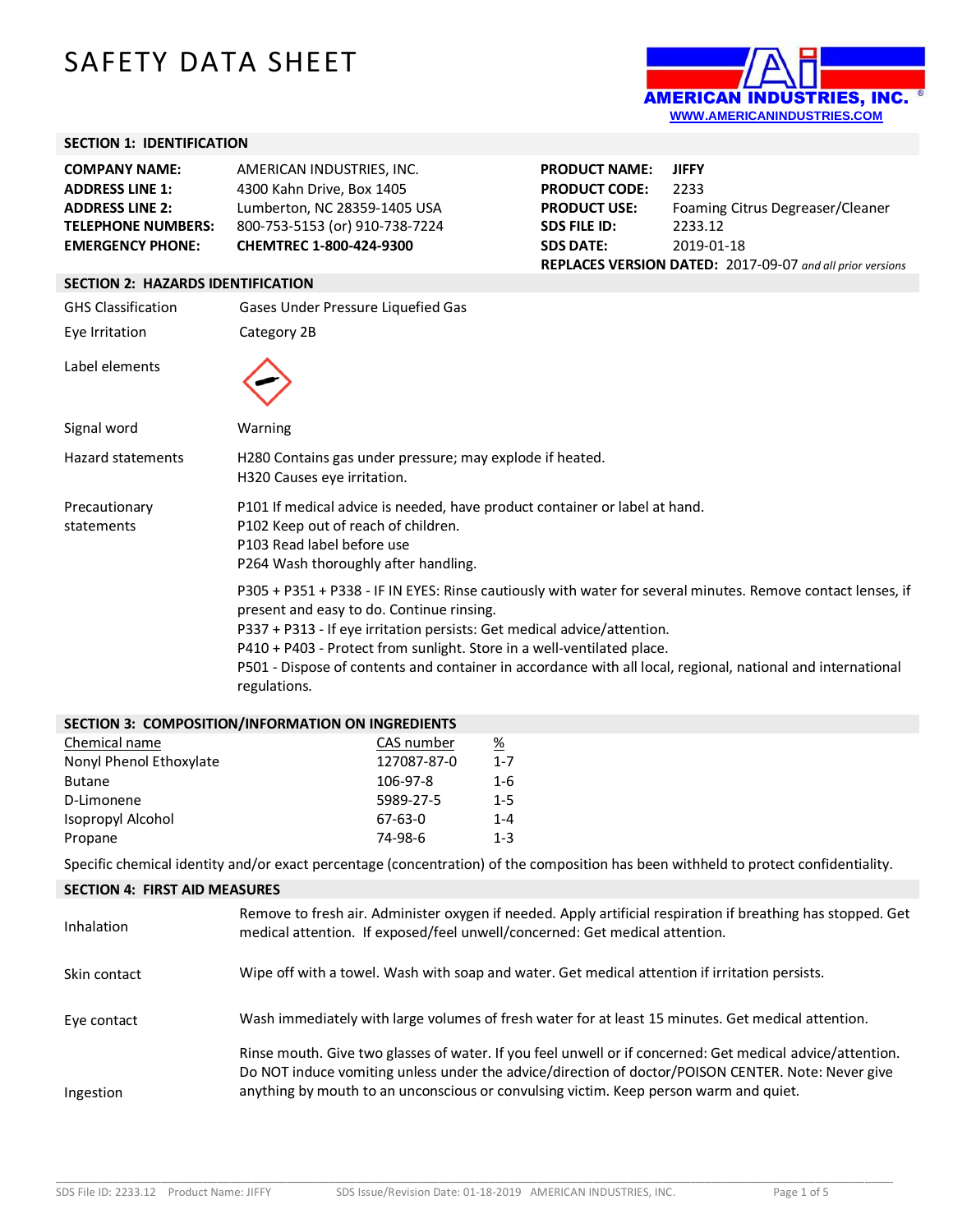# SAFETY DATA SHEET

AMERICAN INDUSTRIES, INC.
WWW.AMERICANINDUSTRIES.COM

## SECTION 1: IDENTIFICATION

| | | | |
|---|---|---|---|
| **COMPANY NAME:** | AMERICAN INDUSTRIES, INC. | **PRODUCT NAME:** | **JIFFY** |
| **ADDRESS LINE 1:** | 4300 Kahn Drive, Box 1405 | **PRODUCT CODE:** | 2233 |
| **ADDRESS LINE 2:** | Lumberton, NC 28359-1405 USA | **PRODUCT USE:** | Foaming Citrus Degreaser/Cleaner |
| **TELEPHONE NUMBERS:** | 800-753-5153 (or) 910-738-7224 | **SDS FILE ID:** | 2233.12 |
| **EMERGENCY PHONE:** | **CHEMTREC 1-800-424-9300** | **SDS DATE:** | 2019-01-18 |

**REPLACES VERSION DATED:** 2017-09-07 *and all prior versions*

## SECTION 2: HAZARDS IDENTIFICATION

| | |
|---|---|
| GHS Classification | Gases Under Pressure Liquefied Gas |
| Eye Irritation | Category 2B |
| Label elements | |
| Signal word | Warning |
| Hazard statements | H280 Contains gas under pressure; may explode if heated.<br>H320 Causes eye irritation. |
| Precautionary statements | P101 If medical advice is needed, have product container or label at hand.<br>P102 Keep out of reach of children.<br>P103 Read label before use<br>P264 Wash thoroughly after handling. |

P305 + P351 + P338 - IF IN EYES: Rinse cautiously with water for several minutes. Remove contact lenses, if present and easy to do. Continue rinsing.
P337 + P313 - If eye irritation persists: Get medical advice/attention.
P410 + P403 - Protect from sunlight. Store in a well-ventilated place.
P501 - Dispose of contents and container in accordance with all local, regional, national and international regulations.

## SECTION 3: COMPOSITION/INFORMATION ON INGREDIENTS

| Chemical name | CAS number | % |
|---|---|---|
| Nonyl Phenol Ethoxylate | 127087-87-0 | 1-7 |
| Butane | 106-97-8 | 1-6 |
| D-Limonene | 5989-27-5 | 1-5 |
| Isopropyl Alcohol | 67-63-0 | 1-4 |
| Propane | 74-98-6 | 1-3 |

Specific chemical identity and/or exact percentage (concentration) of the composition has been withheld to protect confidentiality.

## SECTION 4: FIRST AID MEASURES

| | |
|---|---|
| Inhalation | Remove to fresh air. Administer oxygen if needed. Apply artificial respiration if breathing has stopped. Get medical attention. If exposed/feel unwell/concerned: Get medical attention. |
| Skin contact | Wipe off with a towel. Wash with soap and water. Get medical attention if irritation persists. |
| Eye contact | Wash immediately with large volumes of fresh water for at least 15 minutes. Get medical attention. |
| Ingestion | Rinse mouth. Give two glasses of water. If you feel unwell or if concerned: Get medical advice/attention. Do NOT induce vomiting unless under the advice/direction of doctor/POISON CENTER. Note: Never give anything by mouth to an unconscious or convulsing victim. Keep person warm and quiet. |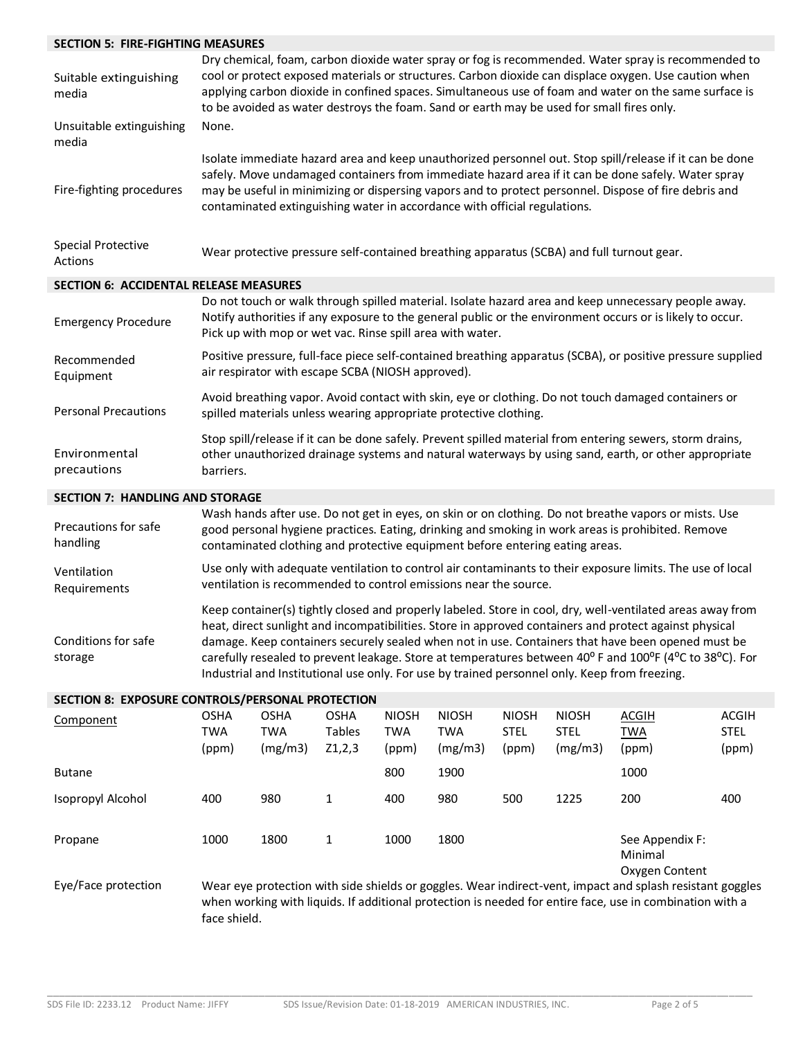## SECTION 5: FIRE-FIGHTING MEASURES

| | |
|---|---|
| Suitable extinguishing media | Dry chemical, foam, carbon dioxide water spray or fog is recommended. Water spray is recommended to cool or protect exposed materials or structures. Carbon dioxide can displace oxygen. Use caution when applying carbon dioxide in confined spaces. Simultaneous use of foam and water on the same surface is to be avoided as water destroys the foam. Sand or earth may be used for small fires only. |
| Unsuitable extinguishing media | None. |
| Fire-fighting procedures | Isolate immediate hazard area and keep unauthorized personnel out. Stop spill/release if it can be done safely. Move undamaged containers from immediate hazard area if it can be done safely. Water spray may be useful in minimizing or dispersing vapors and to protect personnel. Dispose of fire debris and contaminated extinguishing water in accordance with official regulations. |
| Special Protective Actions | Wear protective pressure self-contained breathing apparatus (SCBA) and full turnout gear. |

## SECTION 6: ACCIDENTAL RELEASE MEASURES

| | |
|---|---|
| Emergency Procedure | Do not touch or walk through spilled material. Isolate hazard area and keep unnecessary people away. Notify authorities if any exposure to the general public or the environment occurs or is likely to occur. Pick up with mop or wet vac. Rinse spill area with water. |
| Recommended Equipment | Positive pressure, full-face piece self-contained breathing apparatus (SCBA), or positive pressure supplied air respirator with escape SCBA (NIOSH approved). |
| Personal Precautions | Avoid breathing vapor. Avoid contact with skin, eye or clothing. Do not touch damaged containers or spilled materials unless wearing appropriate protective clothing. |
| Environmental precautions | Stop spill/release if it can be done safely. Prevent spilled material from entering sewers, storm drains, other unauthorized drainage systems and natural waterways by using sand, earth, or other appropriate barriers. |

## SECTION 7: HANDLING AND STORAGE

| | |
|---|---|
| Precautions for safe handling | Wash hands after use. Do not get in eyes, on skin or on clothing. Do not breathe vapors or mists. Use good personal hygiene practices. Eating, drinking and smoking in work areas is prohibited. Remove contaminated clothing and protective equipment before entering eating areas. |
| Ventilation Requirements | Use only with adequate ventilation to control air contaminants to their exposure limits. The use of local ventilation is recommended to control emissions near the source. |
| Conditions for safe storage | Keep container(s) tightly closed and properly labeled. Store in cool, dry, well-ventilated areas away from heat, direct sunlight and incompatibilities. Store in approved containers and protect against physical damage. Keep containers securely sealed when not in use. Containers that have been opened must be carefully resealed to prevent leakage. Store at temperatures between 40º F and 100ºF (4ºC to 38ºC). For Industrial and Institutional use only. For use by trained personnel only. Keep from freezing. |

## SECTION 8: EXPOSURE CONTROLS/PERSONAL PROTECTION

| Component | OSHA TWA (ppm) | OSHA TWA (mg/m3) | OSHA Tables Z1,2,3 | NIOSH TWA (ppm) | NIOSH TWA (mg/m3) | NIOSH STEL (ppm) | NIOSH STEL (mg/m3) | ACGIH TWA (ppm) | ACGIH STEL (ppm) |
|---|---|---|---|---|---|---|---|---|---|
| Butane | | | | 800 | 1900 | | | 1000 | |
| Isopropyl Alcohol | 400 | 980 | 1 | 400 | 980 | 500 | 1225 | 200 | 400 |
| Propane | 1000 | 1800 | 1 | 1000 | 1800 | | | See Appendix F: Minimal Oxygen Content | |

| | |
|---|---|
| Eye/Face protection | Wear eye protection with side shields or goggles. Wear indirect-vent, impact and splash resistant goggles when working with liquids. If additional protection is needed for entire face, use in combination with a face shield. |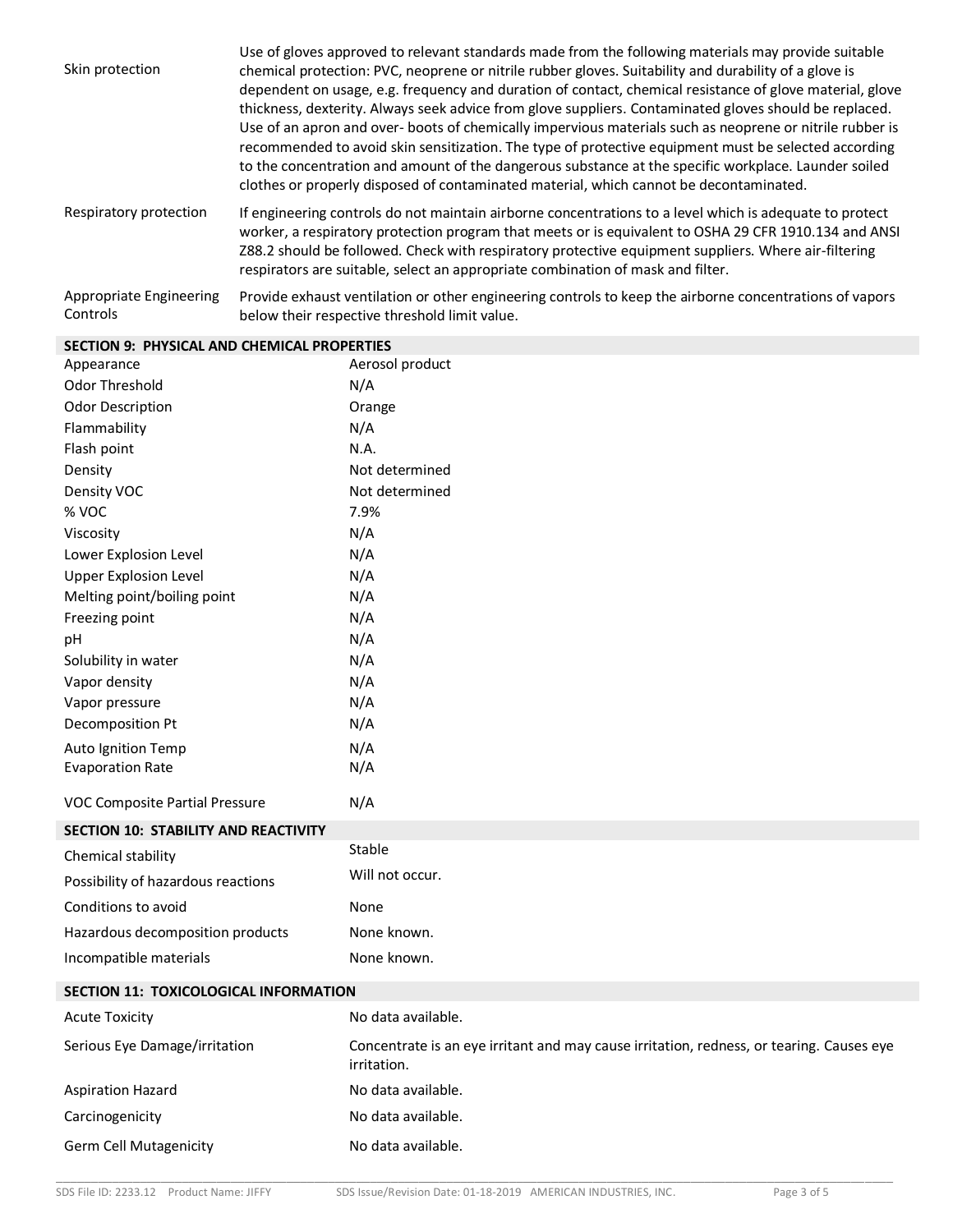| | |
|---|---|
| Skin protection | Use of gloves approved to relevant standards made from the following materials may provide suitable chemical protection: PVC, neoprene or nitrile rubber gloves. Suitability and durability of a glove is dependent on usage, e.g. frequency and duration of contact, chemical resistance of glove material, glove thickness, dexterity. Always seek advice from glove suppliers. Contaminated gloves should be replaced. Use of an apron and over- boots of chemically impervious materials such as neoprene or nitrile rubber is recommended to avoid skin sensitization. The type of protective equipment must be selected according to the concentration and amount of the dangerous substance at the specific workplace. Launder soiled clothes or properly disposed of contaminated material, which cannot be decontaminated. |
| Respiratory protection | If engineering controls do not maintain airborne concentrations to a level which is adequate to protect worker, a respiratory protection program that meets or is equivalent to OSHA 29 CFR 1910.134 and ANSI Z88.2 should be followed. Check with respiratory protective equipment suppliers. Where air-filtering respirators are suitable, select an appropriate combination of mask and filter. |
| Appropriate Engineering Controls | Provide exhaust ventilation or other engineering controls to keep the airborne concentrations of vapors below their respective threshold limit value. |

## SECTION 9: PHYSICAL AND CHEMICAL PROPERTIES

| | |
|---|---|
| Appearance | Aerosol product |
| Odor Threshold | N/A |
| Odor Description | Orange |
| Flammability | N/A |
| Flash point | N.A. |
| Density | Not determined |
| Density VOC | Not determined |
| % VOC | 7.9% |
| Viscosity | N/A |
| Lower Explosion Level | N/A |
| Upper Explosion Level | N/A |
| Melting point/boiling point | N/A |
| Freezing point | N/A |
| pH | N/A |
| Solubility in water | N/A |
| Vapor density | N/A |
| Vapor pressure | N/A |
| Decomposition Pt | N/A |
| Auto Ignition Temp | N/A |
| Evaporation Rate | N/A |
| VOC Composite Partial Pressure | N/A |

## SECTION 10: STABILITY AND REACTIVITY

| | |
|---|---|
| Chemical stability | Stable |
| Possibility of hazardous reactions | Will not occur. |
| Conditions to avoid | None |
| Hazardous decomposition products | None known. |
| Incompatible materials | None known. |

## SECTION 11: TOXICOLOGICAL INFORMATION

| | |
|---|---|
| Acute Toxicity | No data available. |
| Serious Eye Damage/irritation | Concentrate is an eye irritant and may cause irritation, redness, or tearing. Causes eye irritation. |
| Aspiration Hazard | No data available. |
| Carcinogenicity | No data available. |
| Germ Cell Mutagenicity | No data available. |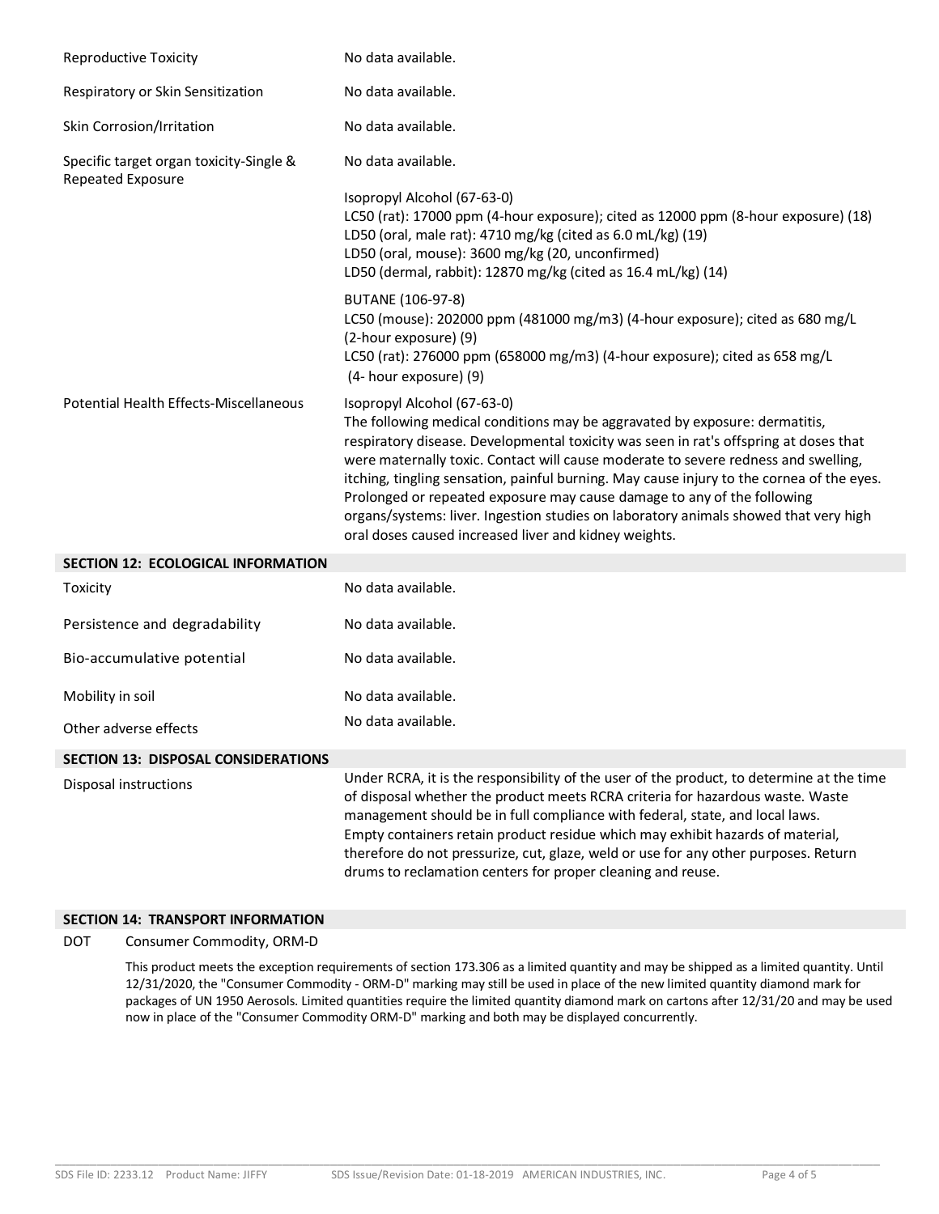| | |
|---|---|
| Reproductive Toxicity | No data available. |
| Respiratory or Skin Sensitization | No data available. |
| Skin Corrosion/Irritation | No data available. |
| Specific target organ toxicity-Single & Repeated Exposure | No data available. |
| | Isopropyl Alcohol (67-63-0)<br>LC50 (rat): 17000 ppm (4-hour exposure); cited as 12000 ppm (8-hour exposure) (18)<br>LD50 (oral, male rat): 4710 mg/kg (cited as 6.0 mL/kg) (19)<br>LD50 (oral, mouse): 3600 mg/kg (20, unconfirmed)<br>LD50 (dermal, rabbit): 12870 mg/kg (cited as 16.4 mL/kg) (14) |
| | BUTANE (106-97-8)<br>LC50 (mouse): 202000 ppm (481000 mg/m3) (4-hour exposure); cited as 680 mg/L (2-hour exposure) (9)<br>LC50 (rat): 276000 ppm (658000 mg/m3) (4-hour exposure); cited as 658 mg/L (4- hour exposure) (9) |
| Potential Health Effects-Miscellaneous | Isopropyl Alcohol (67-63-0)<br>The following medical conditions may be aggravated by exposure: dermatitis, respiratory disease. Developmental toxicity was seen in rat's offspring at doses that were maternally toxic. Contact will cause moderate to severe redness and swelling, itching, tingling sensation, painful burning. May cause injury to the cornea of the eyes. Prolonged or repeated exposure may cause damage to any of the following organs/systems: liver. Ingestion studies on laboratory animals showed that very high oral doses caused increased liver and kidney weights. |

## SECTION 12: ECOLOGICAL INFORMATION

| | |
|---|---|
| Toxicity | No data available. |
| Persistence and degradability | No data available. |
| Bio-accumulative potential | No data available. |
| Mobility in soil | No data available. |
| Other adverse effects | No data available. |

## SECTION 13: DISPOSAL CONSIDERATIONS

| | |
|---|---|
| Disposal instructions | Under RCRA, it is the responsibility of the user of the product, to determine at the time of disposal whether the product meets RCRA criteria for hazardous waste. Waste management should be in full compliance with federal, state, and local laws. Empty containers retain product residue which may exhibit hazards of material, therefore do not pressurize, cut, glaze, weld or use for any other purposes. Return drums to reclamation centers for proper cleaning and reuse. |

## SECTION 14: TRANSPORT INFORMATION

DOT Consumer Commodity, ORM-D

This product meets the exception requirements of section 173.306 as a limited quantity and may be shipped as a limited quantity. Until 12/31/2020, the "Consumer Commodity - ORM-D" marking may still be used in place of the new limited quantity diamond mark for packages of UN 1950 Aerosols. Limited quantities require the limited quantity diamond mark on cartons after 12/31/20 and may be used now in place of the "Consumer Commodity ORM-D" marking and both may be displayed concurrently.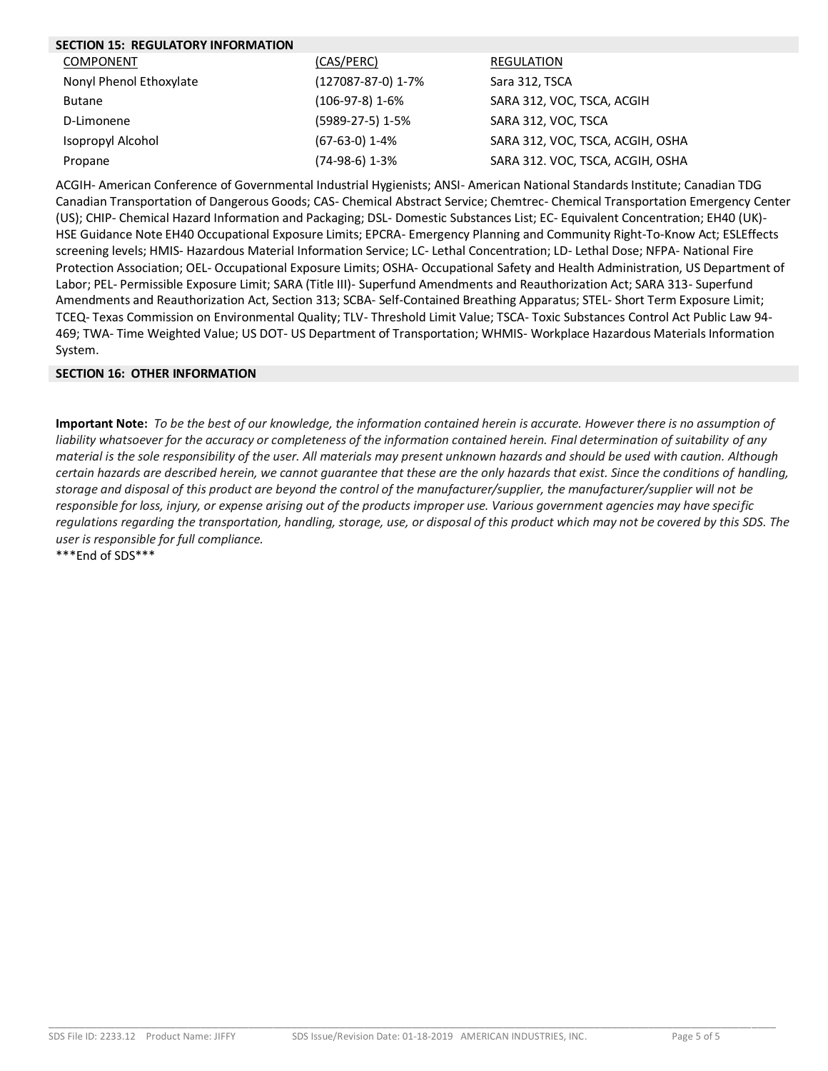## SECTION 15: REGULATORY INFORMATION

| COMPONENT | (CAS/PERC) | REGULATION |
|---|---|---|
| Nonyl Phenol Ethoxylate | (127087-87-0) 1-7% | Sara 312, TSCA |
| Butane | (106-97-8) 1-6% | SARA 312, VOC, TSCA, ACGIH |
| D-Limonene | (5989-27-5) 1-5% | SARA 312, VOC, TSCA |
| Isopropyl Alcohol | (67-63-0) 1-4% | SARA 312, VOC, TSCA, ACGIH, OSHA |
| Propane | (74-98-6) 1-3% | SARA 312. VOC, TSCA, ACGIH, OSHA |

ACGIH- American Conference of Governmental Industrial Hygienists; ANSI- American National Standards Institute; Canadian TDG Canadian Transportation of Dangerous Goods; CAS- Chemical Abstract Service; Chemtrec- Chemical Transportation Emergency Center (US); CHIP- Chemical Hazard Information and Packaging; DSL- Domestic Substances List; EC- Equivalent Concentration; EH40 (UK)- HSE Guidance Note EH40 Occupational Exposure Limits; EPCRA- Emergency Planning and Community Right-To-Know Act; ESLEffects screening levels; HMIS- Hazardous Material Information Service; LC- Lethal Concentration; LD- Lethal Dose; NFPA- National Fire Protection Association; OEL- Occupational Exposure Limits; OSHA- Occupational Safety and Health Administration, US Department of Labor; PEL- Permissible Exposure Limit; SARA (Title III)- Superfund Amendments and Reauthorization Act; SARA 313- Superfund Amendments and Reauthorization Act, Section 313; SCBA- Self-Contained Breathing Apparatus; STEL- Short Term Exposure Limit; TCEQ- Texas Commission on Environmental Quality; TLV- Threshold Limit Value; TSCA- Toxic Substances Control Act Public Law 94-469; TWA- Time Weighted Value; US DOT- US Department of Transportation; WHMIS- Workplace Hazardous Materials Information System.

## SECTION 16: OTHER INFORMATION

**Important Note:** *To be the best of our knowledge, the information contained herein is accurate. However there is no assumption of liability whatsoever for the accuracy or completeness of the information contained herein. Final determination of suitability of any material is the sole responsibility of the user. All materials may present unknown hazards and should be used with caution. Although certain hazards are described herein, we cannot guarantee that these are the only hazards that exist. Since the conditions of handling, storage and disposal of this product are beyond the control of the manufacturer/supplier, the manufacturer/supplier will not be responsible for loss, injury, or expense arising out of the products improper use. Various government agencies may have specific regulations regarding the transportation, handling, storage, use, or disposal of this product which may not be covered by this SDS. The user is responsible for full compliance.*

***End of SDS***